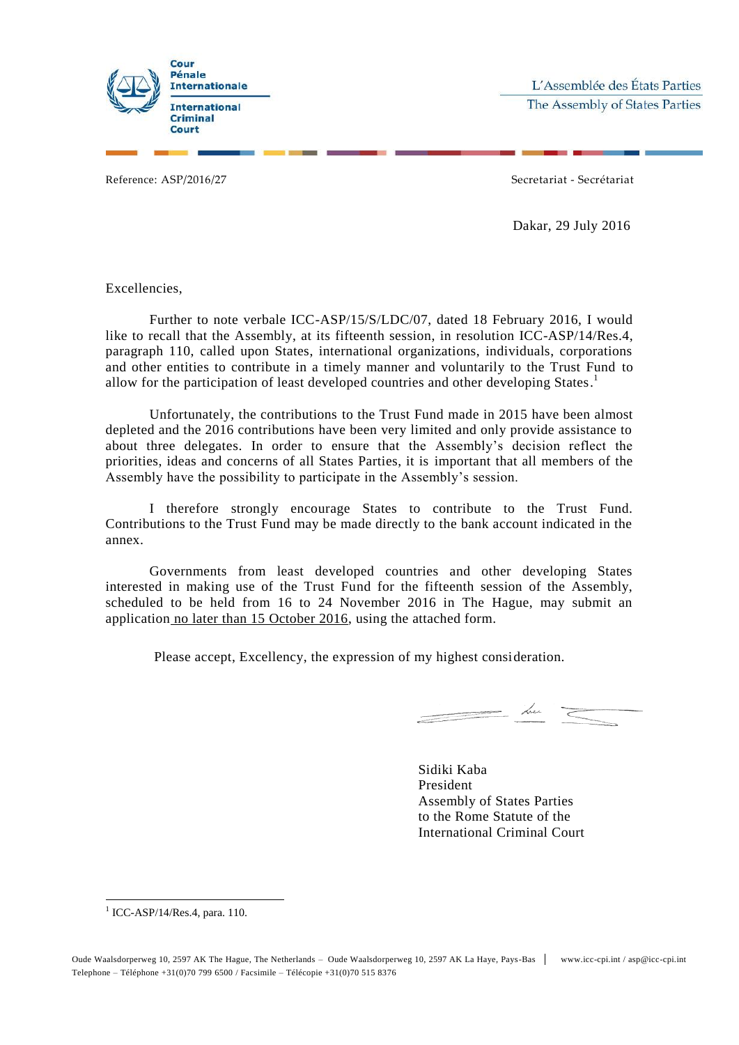Cour Pénale Internationale

International Criminal Court

L'Assemblée des États Parties

The Assembly of States Parties

Reference: ASP/2016/27

Secretariat - Secrétariat

Dakar, 29 July 2016

Excellencies,

Further to note verbale ICC-ASP/15/S/LDC/07, dated 18 February 2016, I would like to recall that the Assembly, at its fifteenth session, in resolution ICC-ASP/14/Res.4, paragraph 110, called upon States, international organizations, individuals, corporations and other entities to contribute in a timely manner and voluntarily to the Trust Fund to allow for the participation of least developed countries and other developing States.[1]

Unfortunately, the contributions to the Trust Fund made in 2015 have been almost depleted and the 2016 contributions have been very limited and only provide assistance to about three delegates. In order to ensure that the Assembly's decision reflect the priorities, ideas and concerns of all States Parties, it is important that all members of the Assembly have the possibility to participate in the Assembly's session.

I therefore strongly encourage States to contribute to the Trust Fund. Contributions to the Trust Fund may be made directly to the bank account indicated in the annex.

Governments from least developed countries and other developing States interested in making use of the Trust Fund for the fifteenth session of the Assembly, scheduled to be held from 16 to 24 November 2016 in The Hague, may submit an application no later than 15 October 2016, using the attached form.

Please accept, Excellency, the expression of my highest consideration.

Sidiki Kaba
President
Assembly of States Parties
to the Rome Statute of the
International Criminal Court

[1] ICC-ASP/14/Res.4, para. 110.

Oude Waalsdorperweg 10, 2597 AK The Hague, The Netherlands – Oude Waalsdorperweg 10, 2597 AK La Haye, Pays-Bas | www.icc-cpi.int / asp@icc-cpi.int
Telephone – Téléphone +31(0)70 799 6500 / Facsimile – Télécopie +31(0)70 515 8376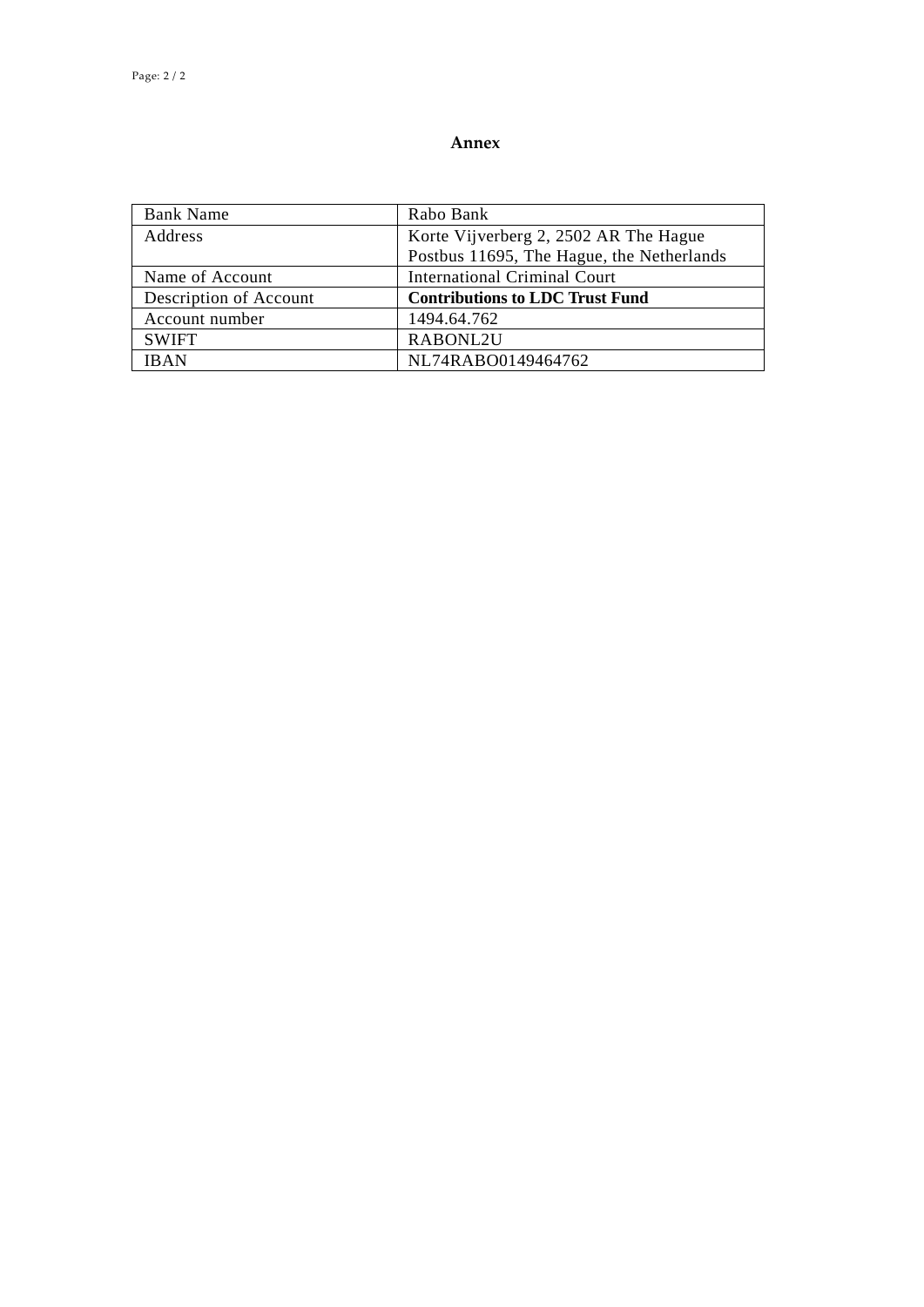## Annex

| | |
|---|---|
| Bank Name | Rabo Bank |
| Address | Korte Vijverberg 2, 2502 AR The Hague<br>Postbus 11695, The Hague, the Netherlands |
| Name of Account | International Criminal Court |
| Description of Account | **Contributions to LDC Trust Fund** |
| Account number | 1494.64.762 |
| SWIFT | RABONL2U |
| IBAN | NL74RABO0149464762 |